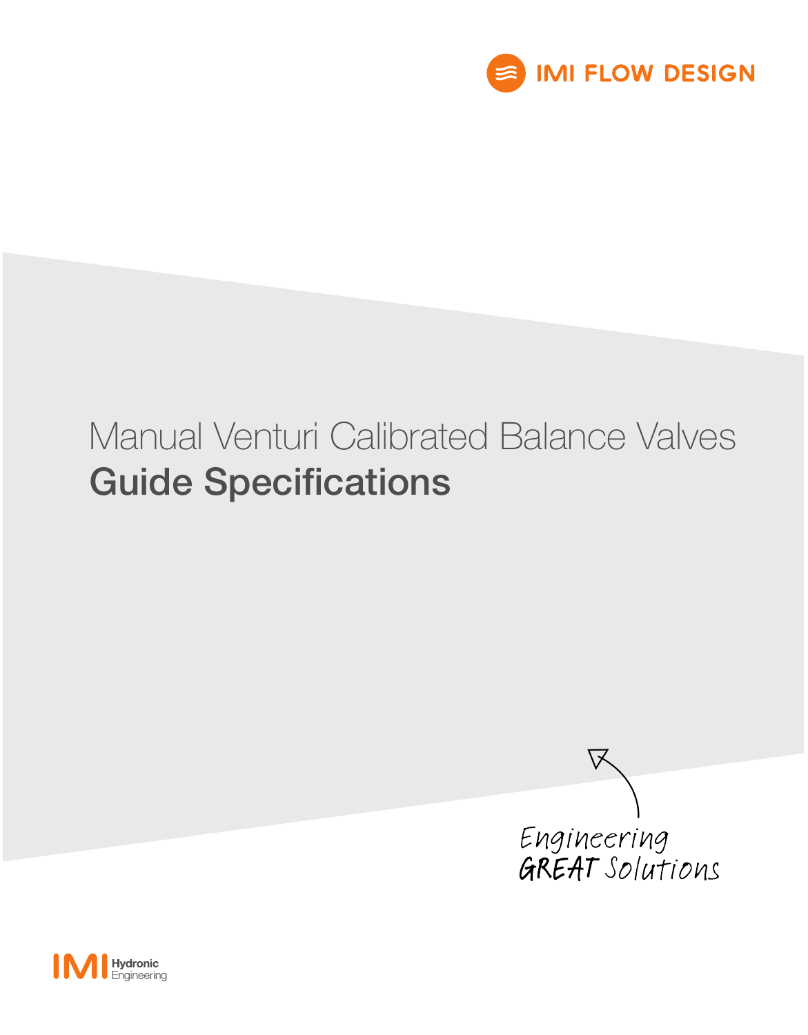IMI FLOW DESIGN

# Manual Venturi Calibrated Balance Valves

## Guide Specifications

Engineering GREAT Solutions

IMI Hydronic Engineering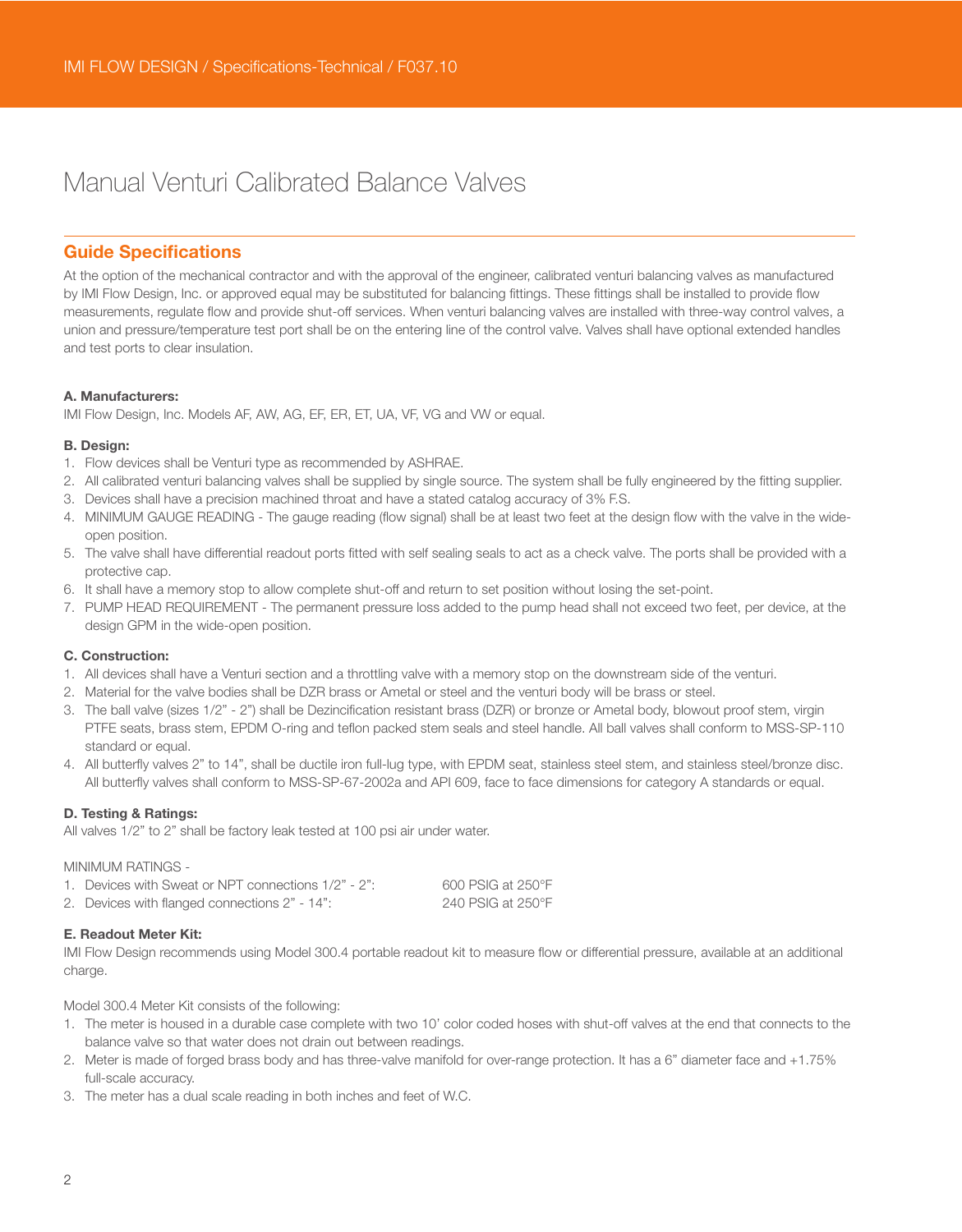# Manual Venturi Calibrated Balance Valves

## Guide Specifications

At the option of the mechanical contractor and with the approval of the engineer, calibrated venturi balancing valves as manufactured by IMI Flow Design, Inc. or approved equal may be substituted for balancing fittings. These fittings shall be installed to provide flow measurements, regulate flow and provide shut-off services. When venturi balancing valves are installed with three-way control valves, a union and pressure/temperature test port shall be on the entering line of the control valve. Valves shall have optional extended handles and test ports to clear insulation.

**A. Manufacturers:**

IMI Flow Design, Inc. Models AF, AW, AG, EF, ER, ET, UA, VF, VG and VW or equal.

**B. Design:**

1. Flow devices shall be Venturi type as recommended by ASHRAE.
2. All calibrated venturi balancing valves shall be supplied by single source. The system shall be fully engineered by the fitting supplier.
3. Devices shall have a precision machined throat and have a stated catalog accuracy of 3% F.S.
4. MINIMUM GAUGE READING - The gauge reading (flow signal) shall be at least two feet at the design flow with the valve in the wide-open position.
5. The valve shall have differential readout ports fitted with self sealing seals to act as a check valve. The ports shall be provided with a protective cap.
6. It shall have a memory stop to allow complete shut-off and return to set position without losing the set-point.
7. PUMP HEAD REQUIREMENT - The permanent pressure loss added to the pump head shall not exceed two feet, per device, at the design GPM in the wide-open position.

**C. Construction:**

1. All devices shall have a Venturi section and a throttling valve with a memory stop on the downstream side of the venturi.
2. Material for the valve bodies shall be DZR brass or Ametal or steel and the venturi body will be brass or steel.
3. The ball valve (sizes 1/2" - 2") shall be Dezincification resistant brass (DZR) or bronze or Ametal body, blowout proof stem, virgin PTFE seats, brass stem, EPDM O-ring and teflon packed stem seals and steel handle. All ball valves shall conform to MSS-SP-110 standard or equal.
4. All butterfly valves 2" to 14", shall be ductile iron full-lug type, with EPDM seat, stainless steel stem, and stainless steel/bronze disc. All butterfly valves shall conform to MSS-SP-67-2002a and API 609, face to face dimensions for category A standards or equal.

**D. Testing & Ratings:**

All valves 1/2" to 2" shall be factory leak tested at 100 psi air under water.

MINIMUM RATINGS -

1. Devices with Sweat or NPT connections 1/2" - 2": 600 PSIG at 250°F
2. Devices with flanged connections 2" - 14": 240 PSIG at 250°F

**E. Readout Meter Kit:**

IMI Flow Design recommends using Model 300.4 portable readout kit to measure flow or differential pressure, available at an additional charge.

Model 300.4 Meter Kit consists of the following:

1. The meter is housed in a durable case complete with two 10' color coded hoses with shut-off valves at the end that connects to the balance valve so that water does not drain out between readings.
2. Meter is made of forged brass body and has three-valve manifold for over-range protection. It has a 6" diameter face and +1.75% full-scale accuracy.
3. The meter has a dual scale reading in both inches and feet of W.C.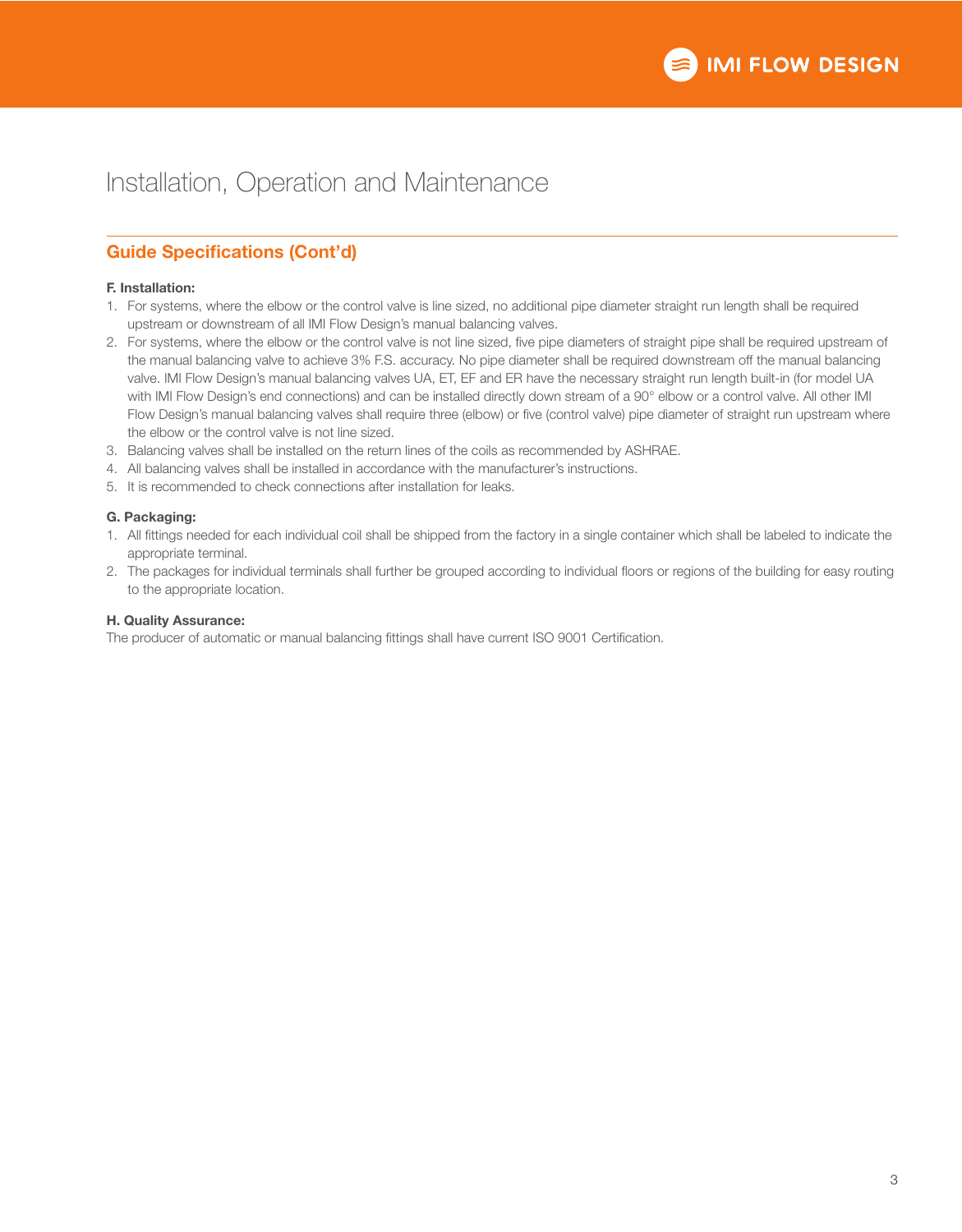# Installation, Operation and Maintenance

## Guide Specifications (Cont'd)

**F. Installation:**

1. For systems, where the elbow or the control valve is line sized, no additional pipe diameter straight run length shall be required upstream or downstream of all IMI Flow Design's manual balancing valves.
2. For systems, where the elbow or the control valve is not line sized, five pipe diameters of straight pipe shall be required upstream of the manual balancing valve to achieve 3% F.S. accuracy. No pipe diameter shall be required downstream off the manual balancing valve. IMI Flow Design's manual balancing valves UA, ET, EF and ER have the necessary straight run length built-in (for model UA with IMI Flow Design's end connections) and can be installed directly down stream of a 90° elbow or a control valve. All other IMI Flow Design's manual balancing valves shall require three (elbow) or five (control valve) pipe diameter of straight run upstream where the elbow or the control valve is not line sized.
3. Balancing valves shall be installed on the return lines of the coils as recommended by ASHRAE.
4. All balancing valves shall be installed in accordance with the manufacturer's instructions.
5. It is recommended to check connections after installation for leaks.

**G. Packaging:**

1. All fittings needed for each individual coil shall be shipped from the factory in a single container which shall be labeled to indicate the appropriate terminal.
2. The packages for individual terminals shall further be grouped according to individual floors or regions of the building for easy routing to the appropriate location.

**H. Quality Assurance:**

The producer of automatic or manual balancing fittings shall have current ISO 9001 Certification.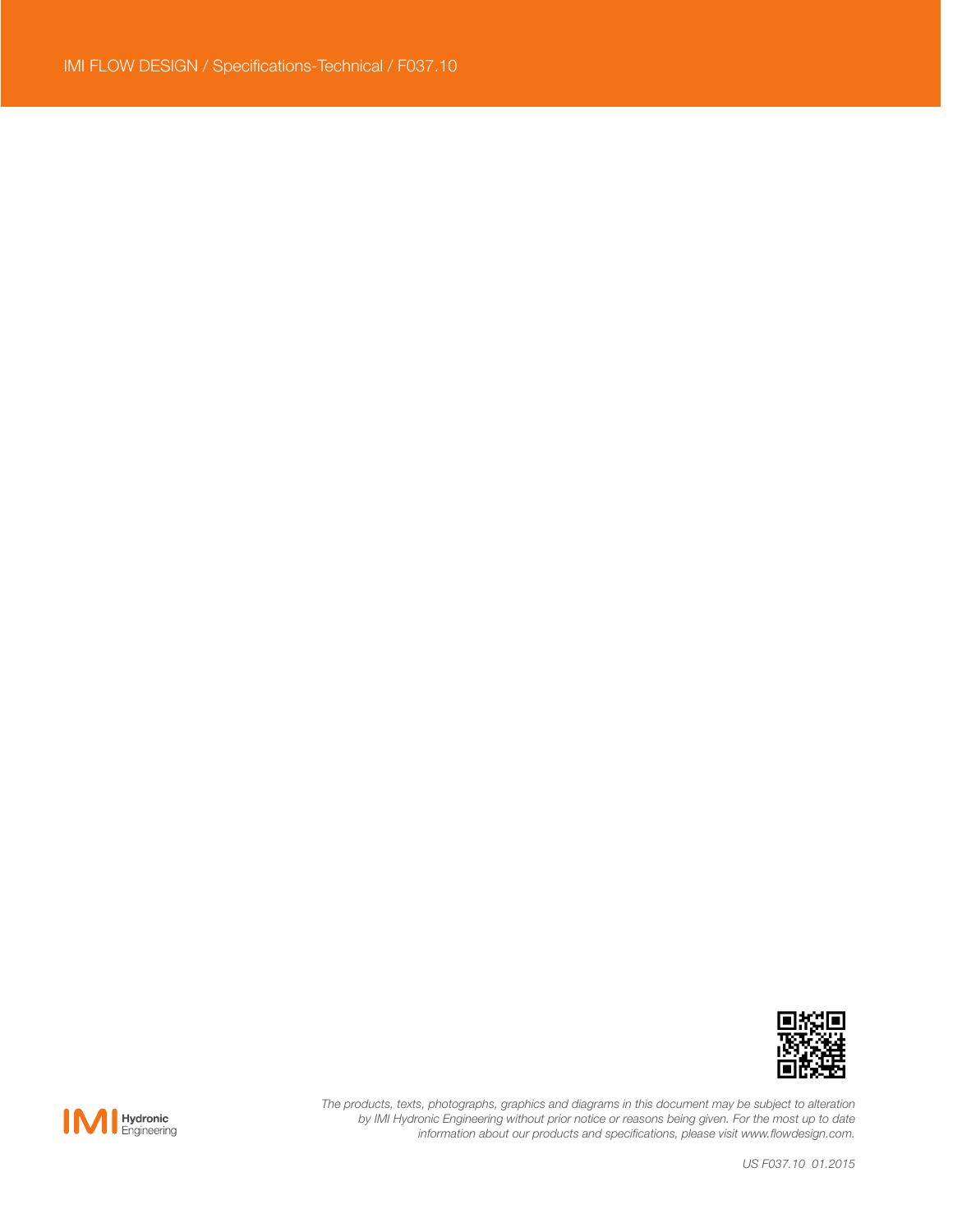The products, texts, photographs, graphics and diagrams in this document may be subject to alteration by IMI Hydronic Engineering without prior notice or reasons being given. For the most up to date information about our products and specifications, please visit www.flowdesign.com.

US F037.10 01.2015